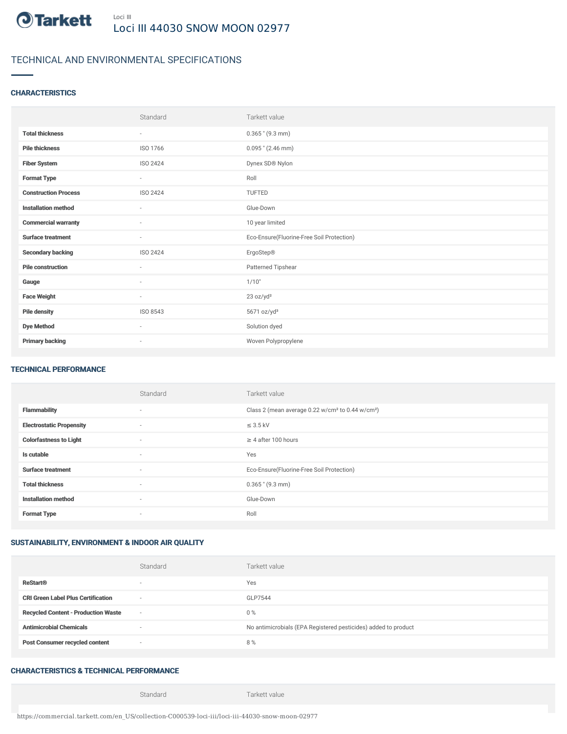Loci III

# Loci III 44030 SNOW MOON 02977

## TECHNICAL AND ENVIRONMENTAL SPECIFICATIONS

### CHARACTERISTICS

| | Standard | Tarkett value |
|---|---|---|
| **Total thickness** | - | 0.365 " (9.3 mm) |
| **Pile thickness** | ISO 1766 | 0.095 " (2.46 mm) |
| **Fiber System** | ISO 2424 | Dynex SD® Nylon |
| **Format Type** | - | Roll |
| **Construction Process** | ISO 2424 | TUFTED |
| **Installation method** | - | Glue-Down |
| **Commercial warranty** | - | 10 year limited |
| **Surface treatment** | - | Eco-Ensure(Fluorine-Free Soil Protection) |
| **Secondary backing** | ISO 2424 | ErgoStep® |
| **Pile construction** | - | Patterned Tipshear |
| **Gauge** | - | 1/10" |
| **Face Weight** | - | 23 oz/yd² |
| **Pile density** | ISO 8543 | 5671 oz/yd³ |
| **Dye Method** | - | Solution dyed |
| **Primary backing** | - | Woven Polypropylene |

### TECHNICAL PERFORMANCE

| | Standard | Tarkett value |
|---|---|---|
| **Flammability** | - | Class 2 (mean average 0.22 w/cm² to 0.44 w/cm²) |
| **Electrostatic Propensity** | - | ≤ 3.5 kV |
| **Colorfastness to Light** | - | ≥ 4 after 100 hours |
| **Is cutable** | - | Yes |
| **Surface treatment** | - | Eco-Ensure(Fluorine-Free Soil Protection) |
| **Total thickness** | - | 0.365 " (9.3 mm) |
| **Installation method** | - | Glue-Down |
| **Format Type** | - | Roll |

### SUSTAINABILITY, ENVIRONMENT & INDOOR AIR QUALITY

| | Standard | Tarkett value |
|---|---|---|
| **ReStart®** | - | Yes |
| **CRI Green Label Plus Certification** | - | GLP7544 |
| **Recycled Content - Production Waste** | - | 0 % |
| **Antimicrobial Chemicals** | - | No antimicrobials (EPA Registered pesticides) added to product |
| **Post Consumer recycled content** | - | 8 % |

### CHARACTERISTICS & TECHNICAL PERFORMANCE

| | Standard | Tarkett value |
|---|---|---|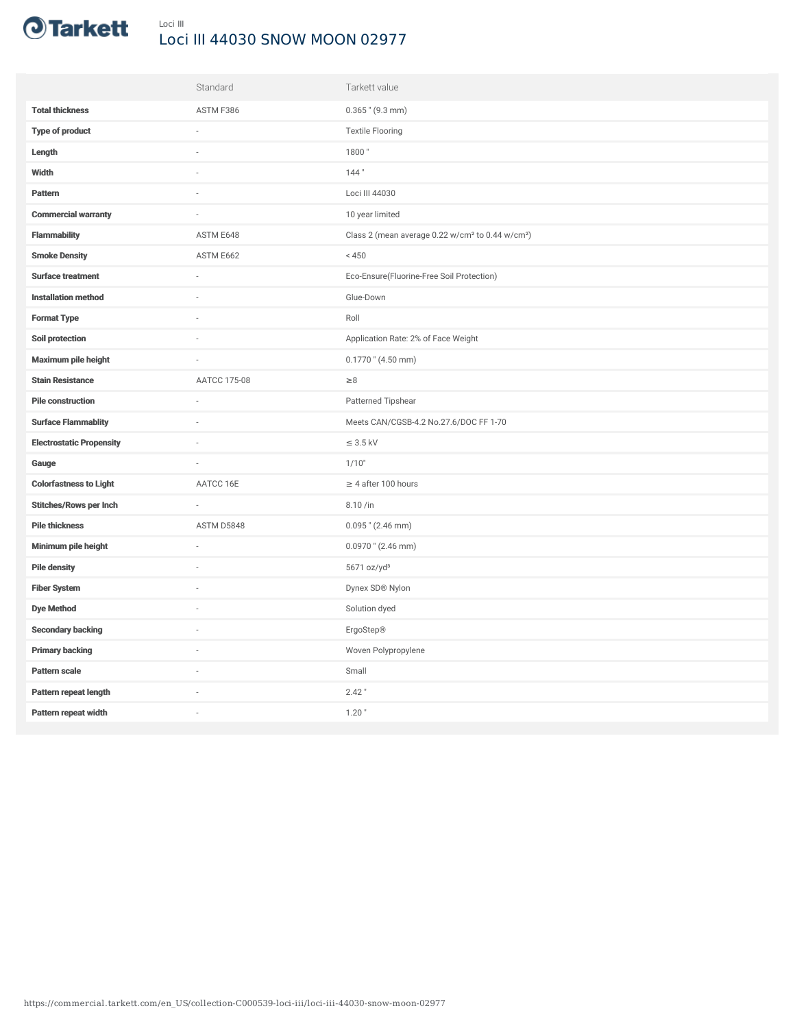Loci III

# Loci III 44030 SNOW MOON 02977

| | Standard | Tarkett value |
|---|---|---|
| **Total thickness** | ASTM F386 | 0.365 " (9.3 mm) |
| **Type of product** | - | Textile Flooring |
| **Length** | - | 1800 " |
| **Width** | - | 144 " |
| **Pattern** | - | Loci III 44030 |
| **Commercial warranty** | - | 10 year limited |
| **Flammability** | ASTM E648 | Class 2 (mean average 0.22 w/cm² to 0.44 w/cm²) |
| **Smoke Density** | ASTM E662 | < 450 |
| **Surface treatment** | - | Eco-Ensure(Fluorine-Free Soil Protection) |
| **Installation method** | - | Glue-Down |
| **Format Type** | - | Roll |
| **Soil protection** | - | Application Rate: 2% of Face Weight |
| **Maximum pile height** | - | 0.1770 " (4.50 mm) |
| **Stain Resistance** | AATCC 175-08 | ≥8 |
| **Pile construction** | - | Patterned Tipshear |
| **Surface Flammablity** | - | Meets CAN/CGSB-4.2 No.27.6/DOC FF 1-70 |
| **Electrostatic Propensity** | - | ≤ 3.5 kV |
| **Gauge** | - | 1/10" |
| **Colorfastness to Light** | AATCC 16E | ≥ 4 after 100 hours |
| **Stitches/Rows per Inch** | - | 8.10 /in |
| **Pile thickness** | ASTM D5848 | 0.095 " (2.46 mm) |
| **Minimum pile height** | - | 0.0970 " (2.46 mm) |
| **Pile density** | - | 5671 oz/yd³ |
| **Fiber System** | - | Dynex SD® Nylon |
| **Dye Method** | - | Solution dyed |
| **Secondary backing** | - | ErgoStep® |
| **Primary backing** | - | Woven Polypropylene |
| **Pattern scale** | - | Small |
| **Pattern repeat length** | - | 2.42 " |
| **Pattern repeat width** | - | 1.20 " |